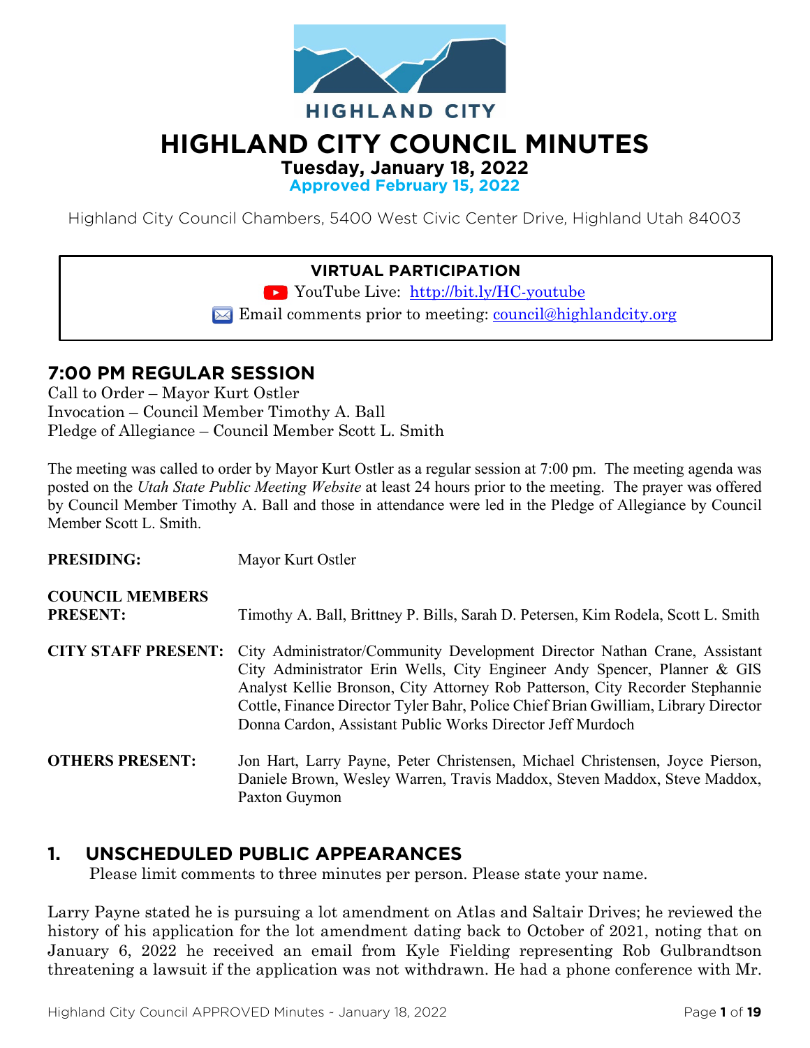HIGHLAND CITY

# HIGHLAND CITY COUNCIL MINUTES

**Tuesday, January 18, 2022**

**Approved February 15, 2022**

Highland City Council Chambers, 5400 West Civic Center Drive, Highland Utah 84003

**VIRTUAL PARTICIPATION**

YouTube Live: http://bit.ly/HC-youtube

Email comments prior to meeting: council@highlandcity.org

## 7:00 PM REGULAR SESSION

Call to Order – Mayor Kurt Ostler
Invocation – Council Member Timothy A. Ball
Pledge of Allegiance – Council Member Scott L. Smith

The meeting was called to order by Mayor Kurt Ostler as a regular session at 7:00 pm. The meeting agenda was posted on the *Utah State Public Meeting Website* at least 24 hours prior to the meeting. The prayer was offered by Council Member Timothy A. Ball and those in attendance were led in the Pledge of Allegiance by Council Member Scott L. Smith.

**PRESIDING:** Mayor Kurt Ostler

**COUNCIL MEMBERS PRESENT:** Timothy A. Ball, Brittney P. Bills, Sarah D. Petersen, Kim Rodela, Scott L. Smith

**CITY STAFF PRESENT:** City Administrator/Community Development Director Nathan Crane, Assistant City Administrator Erin Wells, City Engineer Andy Spencer, Planner & GIS Analyst Kellie Bronson, City Attorney Rob Patterson, City Recorder Stephannie Cottle, Finance Director Tyler Bahr, Police Chief Brian Gwilliam, Library Director Donna Cardon, Assistant Public Works Director Jeff Murdoch

**OTHERS PRESENT:** Jon Hart, Larry Payne, Peter Christensen, Michael Christensen, Joyce Pierson, Daniele Brown, Wesley Warren, Travis Maddox, Steven Maddox, Steve Maddox, Paxton Guymon

## 1. UNSCHEDULED PUBLIC APPEARANCES

Please limit comments to three minutes per person. Please state your name.

Larry Payne stated he is pursuing a lot amendment on Atlas and Saltair Drives; he reviewed the history of his application for the lot amendment dating back to October of 2021, noting that on January 6, 2022 he received an email from Kyle Fielding representing Rob Gulbrandtson threatening a lawsuit if the application was not withdrawn. He had a phone conference with Mr.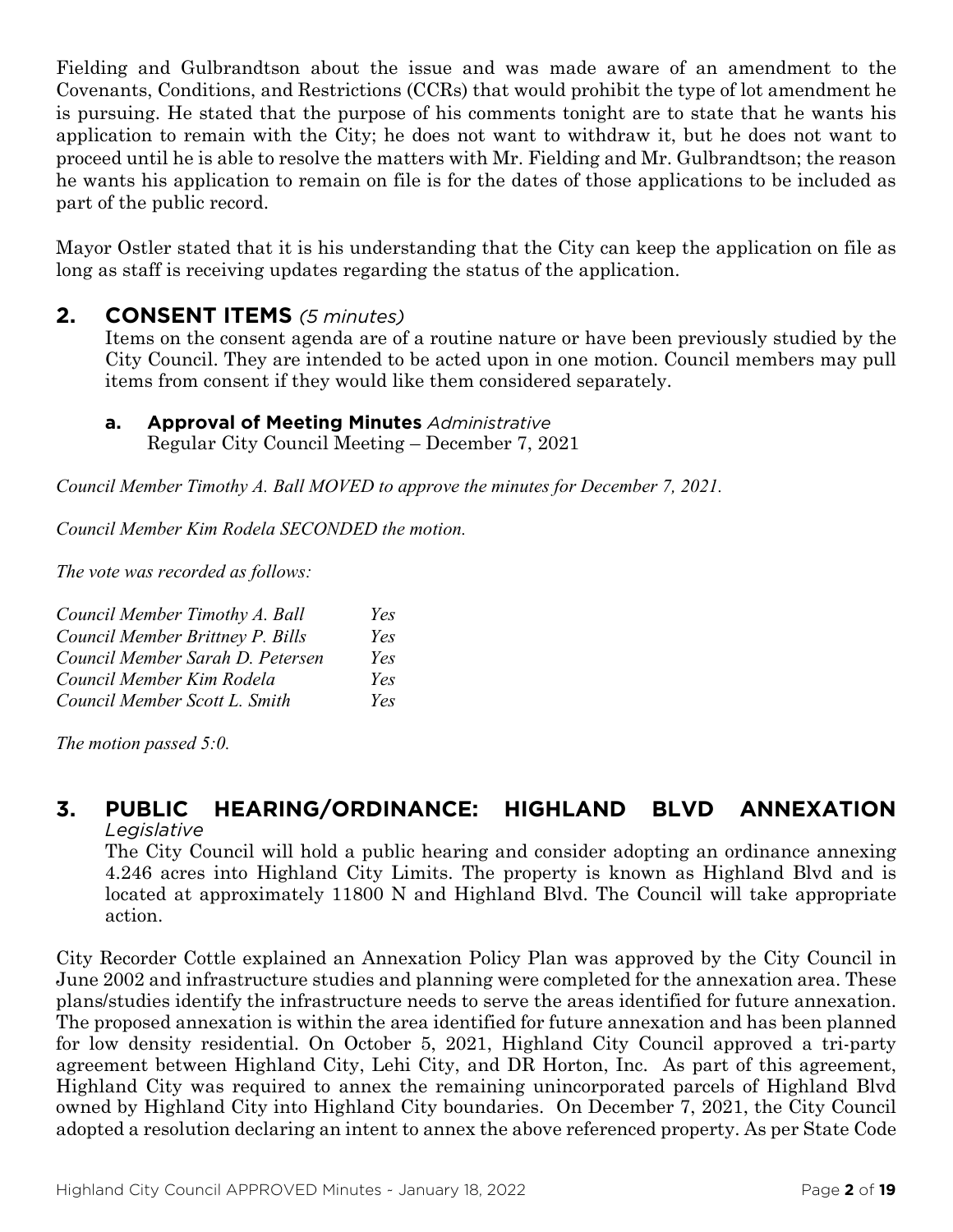Fielding and Gulbrandtson about the issue and was made aware of an amendment to the Covenants, Conditions, and Restrictions (CCRs) that would prohibit the type of lot amendment he is pursuing. He stated that the purpose of his comments tonight are to state that he wants his application to remain with the City; he does not want to withdraw it, but he does not want to proceed until he is able to resolve the matters with Mr. Fielding and Mr. Gulbrandtson; the reason he wants his application to remain on file is for the dates of those applications to be included as part of the public record.

Mayor Ostler stated that it is his understanding that the City can keep the application on file as long as staff is receiving updates regarding the status of the application.

## 2. CONSENT ITEMS *(5 minutes)*

Items on the consent agenda are of a routine nature or have been previously studied by the City Council. They are intended to be acted upon in one motion. Council members may pull items from consent if they would like them considered separately.

### a. Approval of Meeting Minutes *Administrative*

Regular City Council Meeting – December 7, 2021

*Council Member Timothy A. Ball MOVED to approve the minutes for December 7, 2021.*

*Council Member Kim Rodela SECONDED the motion.*

*The vote was recorded as follows:*

| | |
|---|---|
| *Council Member Timothy A. Ball* | *Yes* |
| *Council Member Brittney P. Bills* | *Yes* |
| *Council Member Sarah D. Petersen* | *Yes* |
| *Council Member Kim Rodela* | *Yes* |
| *Council Member Scott L. Smith* | *Yes* |

*The motion passed 5:0.*

## 3. PUBLIC HEARING/ORDINANCE: HIGHLAND BLVD ANNEXATION *Legislative*

The City Council will hold a public hearing and consider adopting an ordinance annexing 4.246 acres into Highland City Limits. The property is known as Highland Blvd and is located at approximately 11800 N and Highland Blvd. The Council will take appropriate action.

City Recorder Cottle explained an Annexation Policy Plan was approved by the City Council in June 2002 and infrastructure studies and planning were completed for the annexation area. These plans/studies identify the infrastructure needs to serve the areas identified for future annexation. The proposed annexation is within the area identified for future annexation and has been planned for low density residential. On October 5, 2021, Highland City Council approved a tri-party agreement between Highland City, Lehi City, and DR Horton, Inc. As part of this agreement, Highland City was required to annex the remaining unincorporated parcels of Highland Blvd owned by Highland City into Highland City boundaries. On December 7, 2021, the City Council adopted a resolution declaring an intent to annex the above referenced property. As per State Code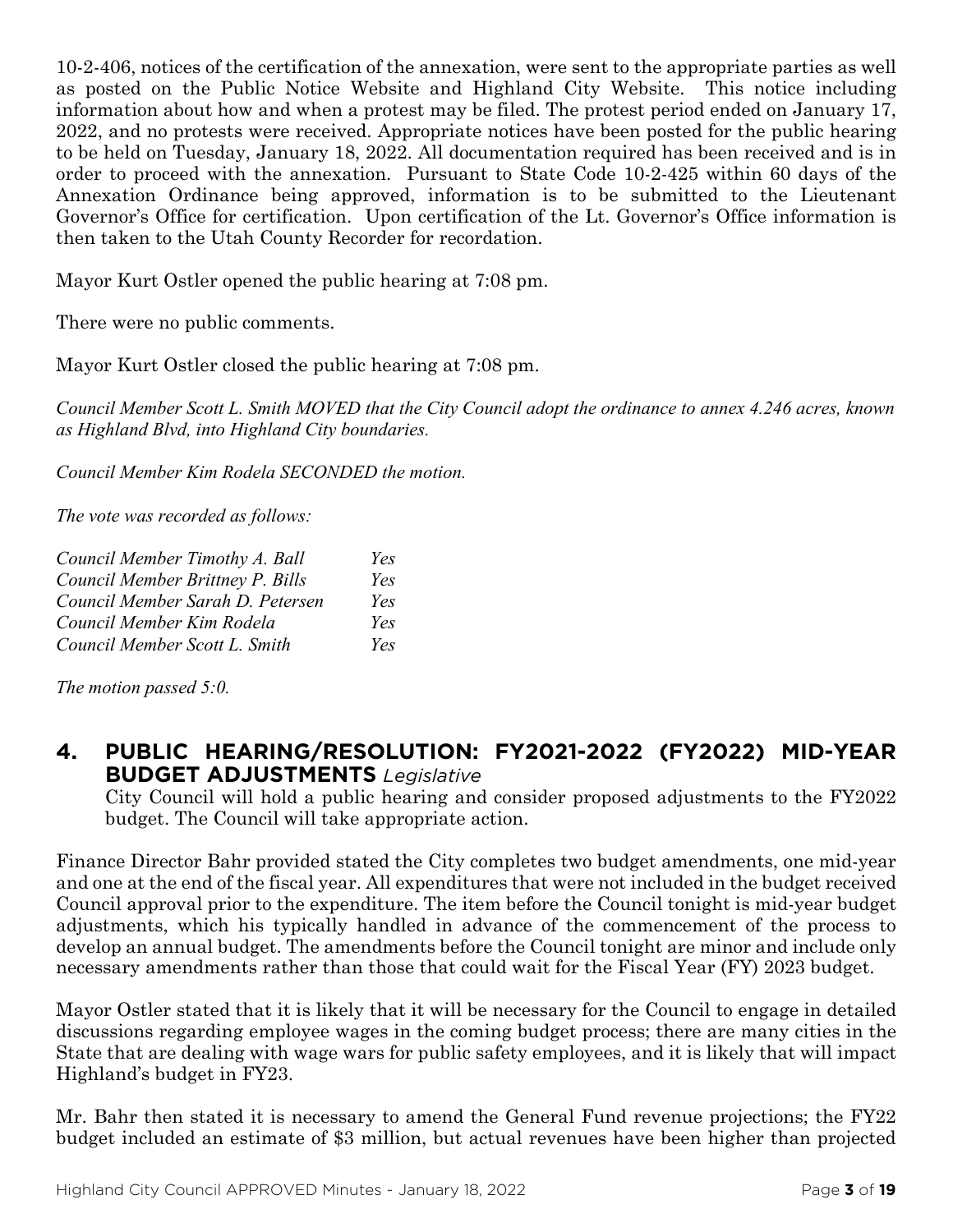10-2-406, notices of the certification of the annexation, were sent to the appropriate parties as well as posted on the Public Notice Website and Highland City Website. This notice including information about how and when a protest may be filed. The protest period ended on January 17, 2022, and no protests were received. Appropriate notices have been posted for the public hearing to be held on Tuesday, January 18, 2022. All documentation required has been received and is in order to proceed with the annexation. Pursuant to State Code 10-2-425 within 60 days of the Annexation Ordinance being approved, information is to be submitted to the Lieutenant Governor's Office for certification. Upon certification of the Lt. Governor's Office information is then taken to the Utah County Recorder for recordation.

Mayor Kurt Ostler opened the public hearing at 7:08 pm.

There were no public comments.

Mayor Kurt Ostler closed the public hearing at 7:08 pm.

*Council Member Scott L. Smith MOVED that the City Council adopt the ordinance to annex 4.246 acres, known as Highland Blvd, into Highland City boundaries.*

*Council Member Kim Rodela SECONDED the motion.*

*The vote was recorded as follows:*

| | |
|---|---|
| *Council Member Timothy A. Ball* | *Yes* |
| *Council Member Brittney P. Bills* | *Yes* |
| *Council Member Sarah D. Petersen* | *Yes* |
| *Council Member Kim Rodela* | *Yes* |
| *Council Member Scott L. Smith* | *Yes* |

*The motion passed 5:0.*

## 4. PUBLIC HEARING/RESOLUTION: FY2021-2022 (FY2022) MID-YEAR BUDGET ADJUSTMENTS *Legislative*

City Council will hold a public hearing and consider proposed adjustments to the FY2022 budget. The Council will take appropriate action.

Finance Director Bahr provided stated the City completes two budget amendments, one mid-year and one at the end of the fiscal year. All expenditures that were not included in the budget received Council approval prior to the expenditure. The item before the Council tonight is mid-year budget adjustments, which his typically handled in advance of the commencement of the process to develop an annual budget. The amendments before the Council tonight are minor and include only necessary amendments rather than those that could wait for the Fiscal Year (FY) 2023 budget.

Mayor Ostler stated that it is likely that it will be necessary for the Council to engage in detailed discussions regarding employee wages in the coming budget process; there are many cities in the State that are dealing with wage wars for public safety employees, and it is likely that will impact Highland's budget in FY23.

Mr. Bahr then stated it is necessary to amend the General Fund revenue projections; the FY22 budget included an estimate of $3 million, but actual revenues have been higher than projected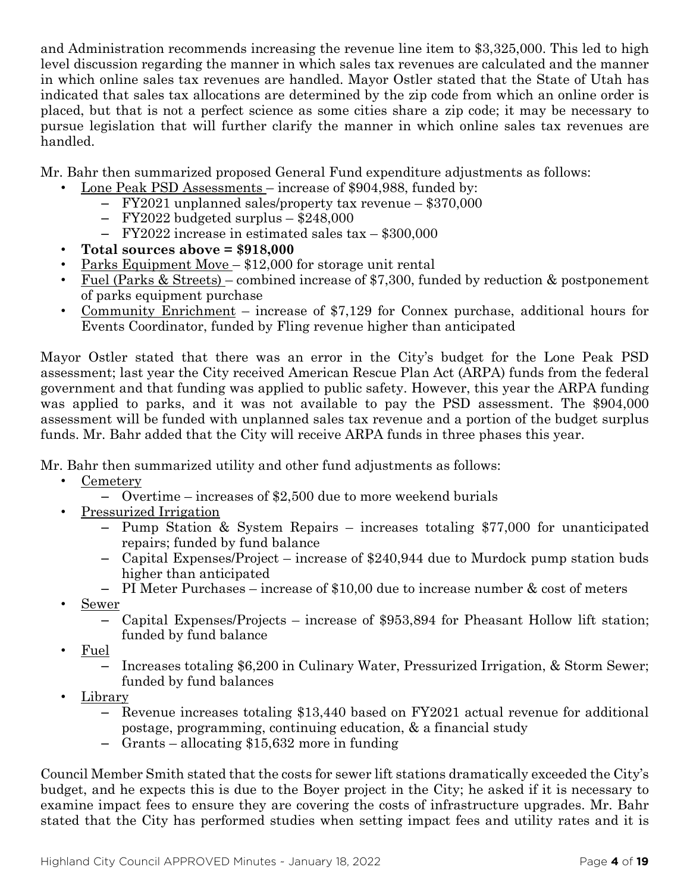and Administration recommends increasing the revenue line item to $3,325,000. This led to high level discussion regarding the manner in which sales tax revenues are calculated and the manner in which online sales tax revenues are handled. Mayor Ostler stated that the State of Utah has indicated that sales tax allocations are determined by the zip code from which an online order is placed, but that is not a perfect science as some cities share a zip code; it may be necessary to pursue legislation that will further clarify the manner in which online sales tax revenues are handled.

Mr. Bahr then summarized proposed General Fund expenditure adjustments as follows:

- Lone Peak PSD Assessments – increase of $904,988, funded by:
  - FY2021 unplanned sales/property tax revenue – $370,000
  - FY2022 budgeted surplus – $248,000
  - FY2022 increase in estimated sales tax – $300,000
- **Total sources above = $918,000**
- Parks Equipment Move – $12,000 for storage unit rental
- Fuel (Parks & Streets) – combined increase of $7,300, funded by reduction & postponement of parks equipment purchase
- Community Enrichment – increase of $7,129 for Connex purchase, additional hours for Events Coordinator, funded by Fling revenue higher than anticipated

Mayor Ostler stated that there was an error in the City's budget for the Lone Peak PSD assessment; last year the City received American Rescue Plan Act (ARPA) funds from the federal government and that funding was applied to public safety. However, this year the ARPA funding was applied to parks, and it was not available to pay the PSD assessment. The $904,000 assessment will be funded with unplanned sales tax revenue and a portion of the budget surplus funds. Mr. Bahr added that the City will receive ARPA funds in three phases this year.

Mr. Bahr then summarized utility and other fund adjustments as follows:

- Cemetery
  - Overtime – increases of $2,500 due to more weekend burials
- Pressurized Irrigation
  - Pump Station & System Repairs – increases totaling $77,000 for unanticipated repairs; funded by fund balance
  - Capital Expenses/Project – increase of $240,944 due to Murdock pump station buds higher than anticipated
  - PI Meter Purchases – increase of $10,00 due to increase number & cost of meters
- Sewer
  - Capital Expenses/Projects – increase of $953,894 for Pheasant Hollow lift station; funded by fund balance
- Fuel
  - Increases totaling $6,200 in Culinary Water, Pressurized Irrigation, & Storm Sewer; funded by fund balances
- Library
  - Revenue increases totaling $13,440 based on FY2021 actual revenue for additional postage, programming, continuing education, & a financial study
  - Grants – allocating $15,632 more in funding

Council Member Smith stated that the costs for sewer lift stations dramatically exceeded the City's budget, and he expects this is due to the Boyer project in the City; he asked if it is necessary to examine impact fees to ensure they are covering the costs of infrastructure upgrades. Mr. Bahr stated that the City has performed studies when setting impact fees and utility rates and it is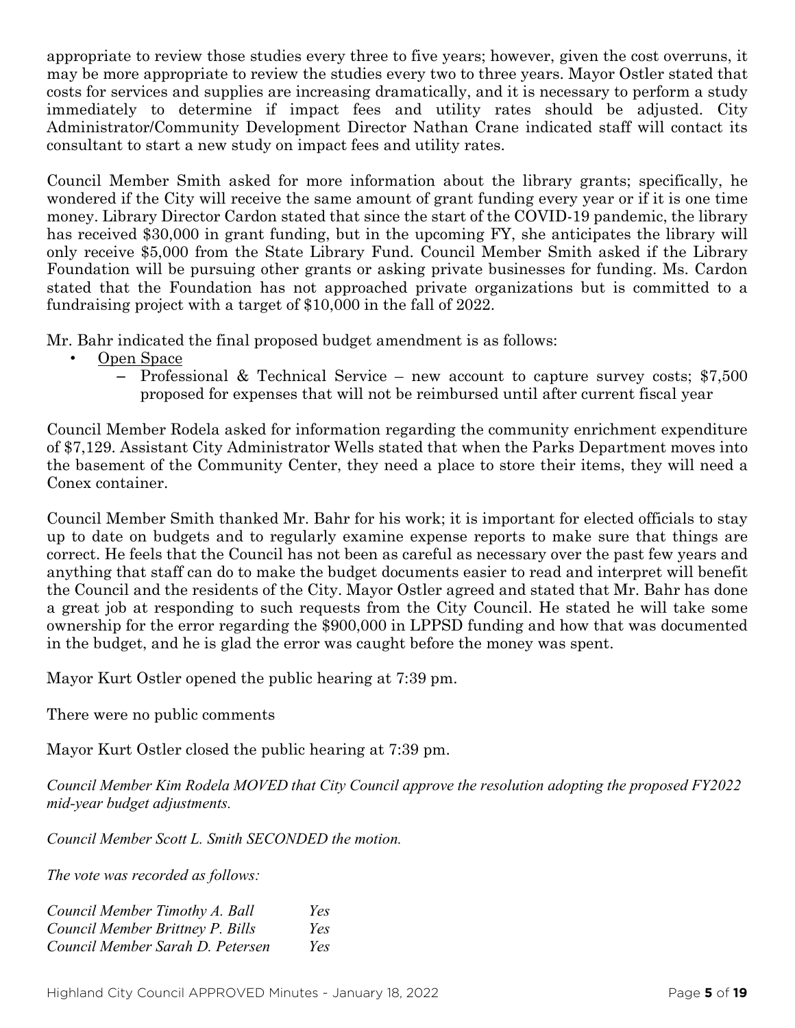appropriate to review those studies every three to five years; however, given the cost overruns, it may be more appropriate to review the studies every two to three years. Mayor Ostler stated that costs for services and supplies are increasing dramatically, and it is necessary to perform a study immediately to determine if impact fees and utility rates should be adjusted. City Administrator/Community Development Director Nathan Crane indicated staff will contact its consultant to start a new study on impact fees and utility rates.

Council Member Smith asked for more information about the library grants; specifically, he wondered if the City will receive the same amount of grant funding every year or if it is one time money. Library Director Cardon stated that since the start of the COVID-19 pandemic, the library has received $30,000 in grant funding, but in the upcoming FY, she anticipates the library will only receive $5,000 from the State Library Fund. Council Member Smith asked if the Library Foundation will be pursuing other grants or asking private businesses for funding. Ms. Cardon stated that the Foundation has not approached private organizations but is committed to a fundraising project with a target of $10,000 in the fall of 2022.

Mr. Bahr indicated the final proposed budget amendment is as follows:

- Open Space
  - Professional & Technical Service – new account to capture survey costs; $7,500 proposed for expenses that will not be reimbursed until after current fiscal year

Council Member Rodela asked for information regarding the community enrichment expenditure of $7,129. Assistant City Administrator Wells stated that when the Parks Department moves into the basement of the Community Center, they need a place to store their items, they will need a Conex container.

Council Member Smith thanked Mr. Bahr for his work; it is important for elected officials to stay up to date on budgets and to regularly examine expense reports to make sure that things are correct. He feels that the Council has not been as careful as necessary over the past few years and anything that staff can do to make the budget documents easier to read and interpret will benefit the Council and the residents of the City. Mayor Ostler agreed and stated that Mr. Bahr has done a great job at responding to such requests from the City Council. He stated he will take some ownership for the error regarding the $900,000 in LPPSD funding and how that was documented in the budget, and he is glad the error was caught before the money was spent.

Mayor Kurt Ostler opened the public hearing at 7:39 pm.

There were no public comments

Mayor Kurt Ostler closed the public hearing at 7:39 pm.

*Council Member Kim Rodela MOVED that City Council approve the resolution adopting the proposed FY2022 mid-year budget adjustments.*

*Council Member Scott L. Smith SECONDED the motion.*

*The vote was recorded as follows:*

| | |
|---|---|
| *Council Member Timothy A. Ball* | *Yes* |
| *Council Member Brittney P. Bills* | *Yes* |
| *Council Member Sarah D. Petersen* | *Yes* |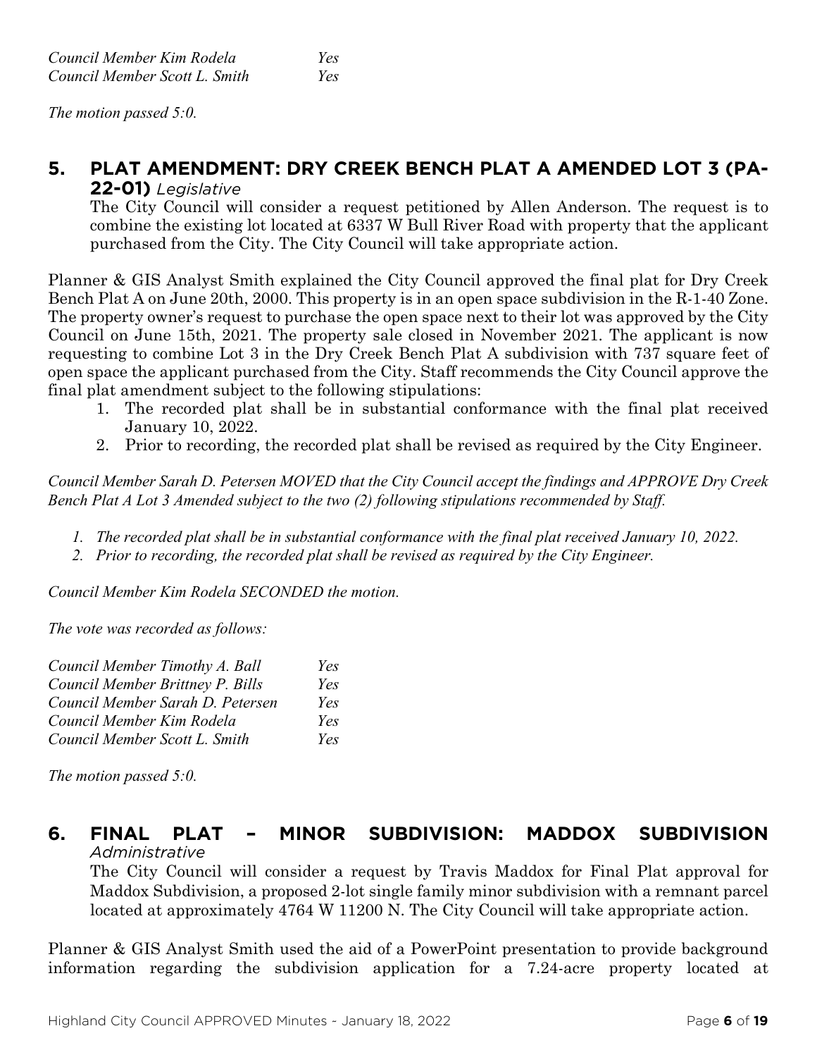*Council Member Kim Rodela* *Yes*
*Council Member Scott L. Smith* *Yes*

*The motion passed 5:0.*

## 5. PLAT AMENDMENT: DRY CREEK BENCH PLAT A AMENDED LOT 3 (PA-22-01) *Legislative*

The City Council will consider a request petitioned by Allen Anderson. The request is to combine the existing lot located at 6337 W Bull River Road with property that the applicant purchased from the City. The City Council will take appropriate action.

Planner & GIS Analyst Smith explained the City Council approved the final plat for Dry Creek Bench Plat A on June 20th, 2000. This property is in an open space subdivision in the R-1-40 Zone. The property owner's request to purchase the open space next to their lot was approved by the City Council on June 15th, 2021. The property sale closed in November 2021. The applicant is now requesting to combine Lot 3 in the Dry Creek Bench Plat A subdivision with 737 square feet of open space the applicant purchased from the City. Staff recommends the City Council approve the final plat amendment subject to the following stipulations:

1. The recorded plat shall be in substantial conformance with the final plat received January 10, 2022.
2. Prior to recording, the recorded plat shall be revised as required by the City Engineer.

*Council Member Sarah D. Petersen MOVED that the City Council accept the findings and APPROVE Dry Creek Bench Plat A Lot 3 Amended subject to the two (2) following stipulations recommended by Staff.*

1. *The recorded plat shall be in substantial conformance with the final plat received January 10, 2022.*
2. *Prior to recording, the recorded plat shall be revised as required by the City Engineer.*

*Council Member Kim Rodela SECONDED the motion.*

*The vote was recorded as follows:*

*Council Member Timothy A. Ball* *Yes*
*Council Member Brittney P. Bills* *Yes*
*Council Member Sarah D. Petersen* *Yes*
*Council Member Kim Rodela* *Yes*
*Council Member Scott L. Smith* *Yes*

*The motion passed 5:0.*

## 6. FINAL PLAT – MINOR SUBDIVISION: MADDOX SUBDIVISION *Administrative*

The City Council will consider a request by Travis Maddox for Final Plat approval for Maddox Subdivision, a proposed 2-lot single family minor subdivision with a remnant parcel located at approximately 4764 W 11200 N. The City Council will take appropriate action.

Planner & GIS Analyst Smith used the aid of a PowerPoint presentation to provide background information regarding the subdivision application for a 7.24-acre property located at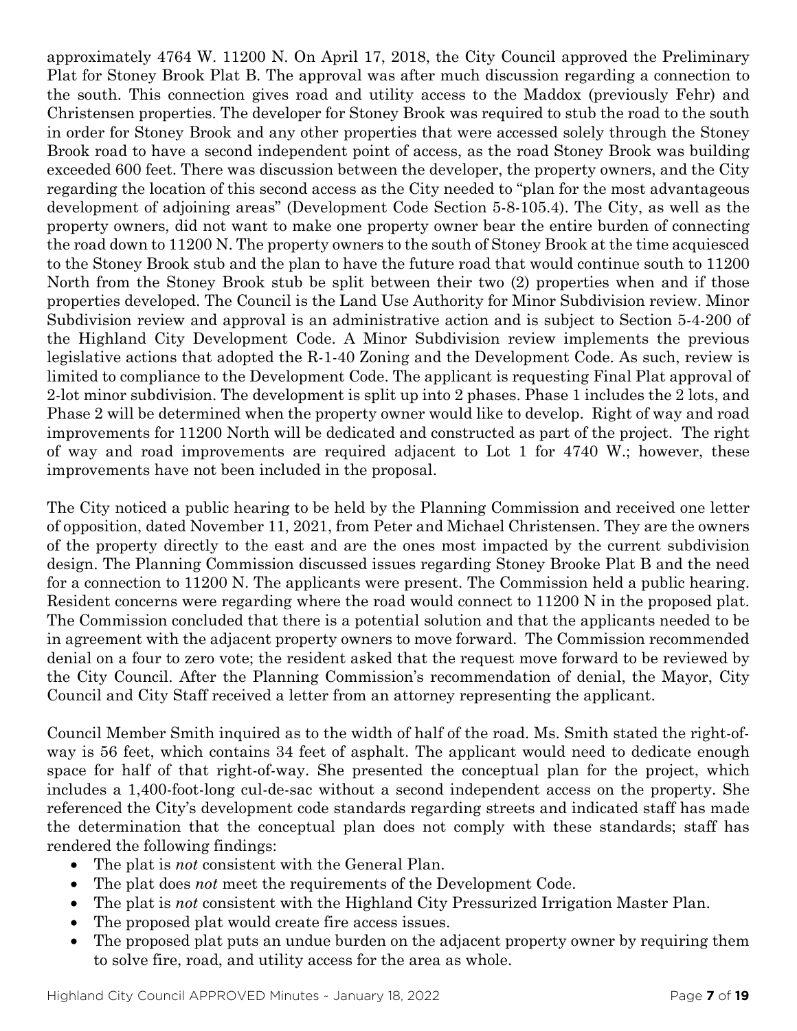approximately 4764 W. 11200 N. On April 17, 2018, the City Council approved the Preliminary Plat for Stoney Brook Plat B. The approval was after much discussion regarding a connection to the south. This connection gives road and utility access to the Maddox (previously Fehr) and Christensen properties. The developer for Stoney Brook was required to stub the road to the south in order for Stoney Brook and any other properties that were accessed solely through the Stoney Brook road to have a second independent point of access, as the road Stoney Brook was building exceeded 600 feet. There was discussion between the developer, the property owners, and the City regarding the location of this second access as the City needed to "plan for the most advantageous development of adjoining areas" (Development Code Section 5-8-105.4). The City, as well as the property owners, did not want to make one property owner bear the entire burden of connecting the road down to 11200 N. The property owners to the south of Stoney Brook at the time acquiesced to the Stoney Brook stub and the plan to have the future road that would continue south to 11200 North from the Stoney Brook stub be split between their two (2) properties when and if those properties developed. The Council is the Land Use Authority for Minor Subdivision review. Minor Subdivision review and approval is an administrative action and is subject to Section 5-4-200 of the Highland City Development Code. A Minor Subdivision review implements the previous legislative actions that adopted the R-1-40 Zoning and the Development Code. As such, review is limited to compliance to the Development Code. The applicant is requesting Final Plat approval of 2-lot minor subdivision. The development is split up into 2 phases. Phase 1 includes the 2 lots, and Phase 2 will be determined when the property owner would like to develop. Right of way and road improvements for 11200 North will be dedicated and constructed as part of the project. The right of way and road improvements are required adjacent to Lot 1 for 4740 W.; however, these improvements have not been included in the proposal.

The City noticed a public hearing to be held by the Planning Commission and received one letter of opposition, dated November 11, 2021, from Peter and Michael Christensen. They are the owners of the property directly to the east and are the ones most impacted by the current subdivision design. The Planning Commission discussed issues regarding Stoney Brooke Plat B and the need for a connection to 11200 N. The applicants were present. The Commission held a public hearing. Resident concerns were regarding where the road would connect to 11200 N in the proposed plat. The Commission concluded that there is a potential solution and that the applicants needed to be in agreement with the adjacent property owners to move forward. The Commission recommended denial on a four to zero vote; the resident asked that the request move forward to be reviewed by the City Council. After the Planning Commission's recommendation of denial, the Mayor, City Council and City Staff received a letter from an attorney representing the applicant.

Council Member Smith inquired as to the width of half of the road. Ms. Smith stated the right-of-way is 56 feet, which contains 34 feet of asphalt. The applicant would need to dedicate enough space for half of that right-of-way. She presented the conceptual plan for the project, which includes a 1,400-foot-long cul-de-sac without a second independent access on the property. She referenced the City's development code standards regarding streets and indicated staff has made the determination that the conceptual plan does not comply with these standards; staff has rendered the following findings:

- The plat is *not* consistent with the General Plan.
- The plat does *not* meet the requirements of the Development Code.
- The plat is *not* consistent with the Highland City Pressurized Irrigation Master Plan.
- The proposed plat would create fire access issues.
- The proposed plat puts an undue burden on the adjacent property owner by requiring them to solve fire, road, and utility access for the area as whole.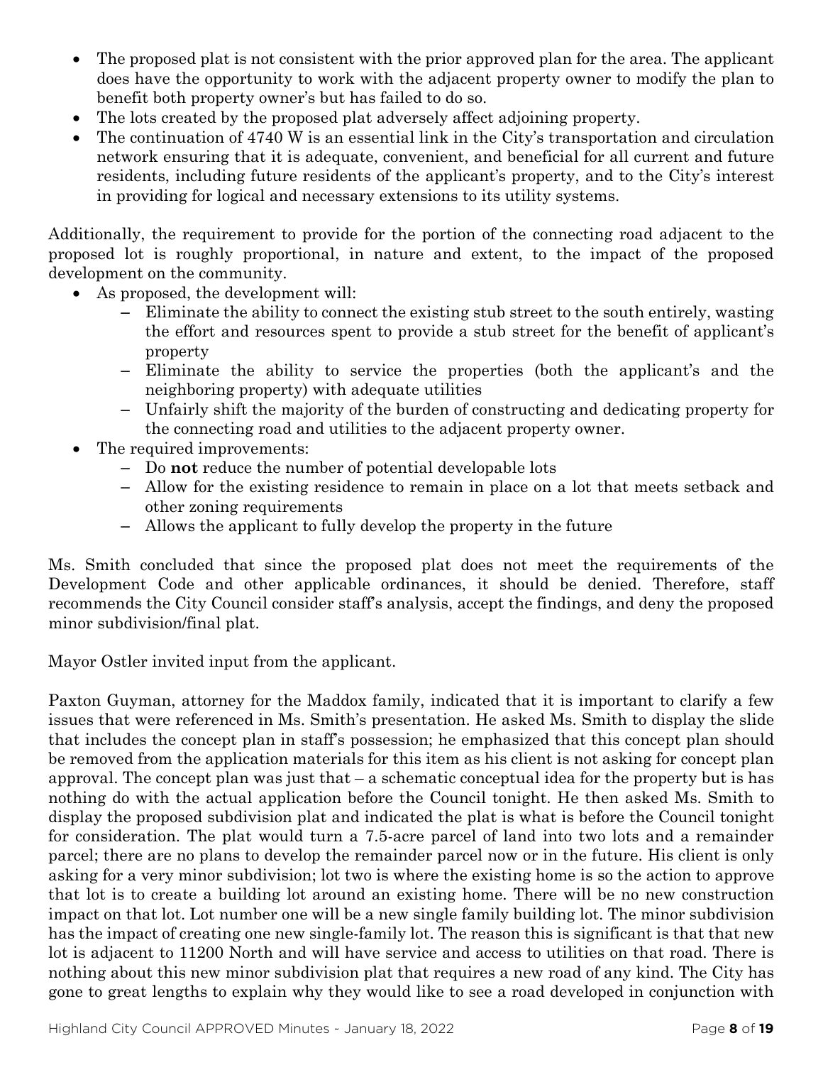- The proposed plat is not consistent with the prior approved plan for the area. The applicant does have the opportunity to work with the adjacent property owner to modify the plan to benefit both property owner's but has failed to do so.
- The lots created by the proposed plat adversely affect adjoining property.
- The continuation of 4740 W is an essential link in the City's transportation and circulation network ensuring that it is adequate, convenient, and beneficial for all current and future residents, including future residents of the applicant's property, and to the City's interest in providing for logical and necessary extensions to its utility systems.

Additionally, the requirement to provide for the portion of the connecting road adjacent to the proposed lot is roughly proportional, in nature and extent, to the impact of the proposed development on the community.

- As proposed, the development will:
  - Eliminate the ability to connect the existing stub street to the south entirely, wasting the effort and resources spent to provide a stub street for the benefit of applicant's property
  - Eliminate the ability to service the properties (both the applicant's and the neighboring property) with adequate utilities
  - Unfairly shift the majority of the burden of constructing and dedicating property for the connecting road and utilities to the adjacent property owner.
- The required improvements:
  - Do **not** reduce the number of potential developable lots
  - Allow for the existing residence to remain in place on a lot that meets setback and other zoning requirements
  - Allows the applicant to fully develop the property in the future

Ms. Smith concluded that since the proposed plat does not meet the requirements of the Development Code and other applicable ordinances, it should be denied. Therefore, staff recommends the City Council consider staff's analysis, accept the findings, and deny the proposed minor subdivision/final plat.

Mayor Ostler invited input from the applicant.

Paxton Guyman, attorney for the Maddox family, indicated that it is important to clarify a few issues that were referenced in Ms. Smith's presentation. He asked Ms. Smith to display the slide that includes the concept plan in staff's possession; he emphasized that this concept plan should be removed from the application materials for this item as his client is not asking for concept plan approval. The concept plan was just that – a schematic conceptual idea for the property but is has nothing do with the actual application before the Council tonight. He then asked Ms. Smith to display the proposed subdivision plat and indicated the plat is what is before the Council tonight for consideration. The plat would turn a 7.5-acre parcel of land into two lots and a remainder parcel; there are no plans to develop the remainder parcel now or in the future. His client is only asking for a very minor subdivision; lot two is where the existing home is so the action to approve that lot is to create a building lot around an existing home. There will be no new construction impact on that lot. Lot number one will be a new single family building lot. The minor subdivision has the impact of creating one new single-family lot. The reason this is significant is that that new lot is adjacent to 11200 North and will have service and access to utilities on that road. There is nothing about this new minor subdivision plat that requires a new road of any kind. The City has gone to great lengths to explain why they would like to see a road developed in conjunction with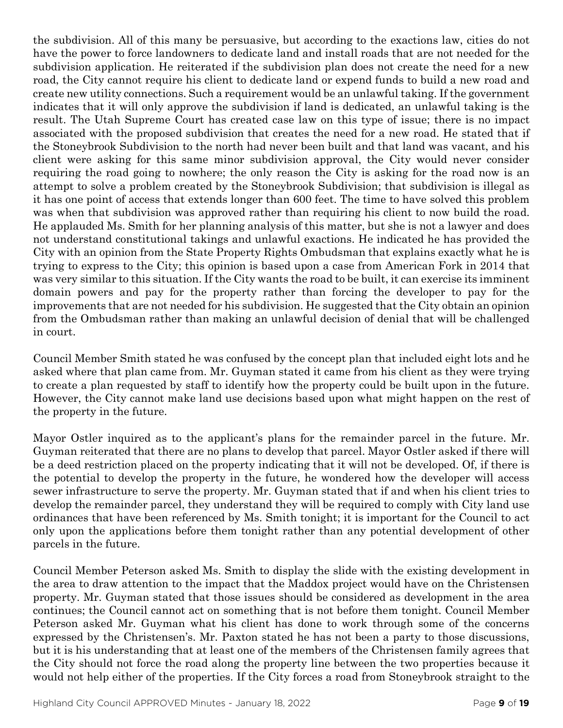the subdivision. All of this many be persuasive, but according to the exactions law, cities do not have the power to force landowners to dedicate land and install roads that are not needed for the subdivision application. He reiterated if the subdivision plan does not create the need for a new road, the City cannot require his client to dedicate land or expend funds to build a new road and create new utility connections. Such a requirement would be an unlawful taking. If the government indicates that it will only approve the subdivision if land is dedicated, an unlawful taking is the result. The Utah Supreme Court has created case law on this type of issue; there is no impact associated with the proposed subdivision that creates the need for a new road. He stated that if the Stoneybrook Subdivision to the north had never been built and that land was vacant, and his client were asking for this same minor subdivision approval, the City would never consider requiring the road going to nowhere; the only reason the City is asking for the road now is an attempt to solve a problem created by the Stoneybrook Subdivision; that subdivision is illegal as it has one point of access that extends longer than 600 feet. The time to have solved this problem was when that subdivision was approved rather than requiring his client to now build the road. He applauded Ms. Smith for her planning analysis of this matter, but she is not a lawyer and does not understand constitutional takings and unlawful exactions. He indicated he has provided the City with an opinion from the State Property Rights Ombudsman that explains exactly what he is trying to express to the City; this opinion is based upon a case from American Fork in 2014 that was very similar to this situation. If the City wants the road to be built, it can exercise its imminent domain powers and pay for the property rather than forcing the developer to pay for the improvements that are not needed for his subdivision. He suggested that the City obtain an opinion from the Ombudsman rather than making an unlawful decision of denial that will be challenged in court.

Council Member Smith stated he was confused by the concept plan that included eight lots and he asked where that plan came from. Mr. Guyman stated it came from his client as they were trying to create a plan requested by staff to identify how the property could be built upon in the future. However, the City cannot make land use decisions based upon what might happen on the rest of the property in the future.

Mayor Ostler inquired as to the applicant's plans for the remainder parcel in the future. Mr. Guyman reiterated that there are no plans to develop that parcel. Mayor Ostler asked if there will be a deed restriction placed on the property indicating that it will not be developed. Of, if there is the potential to develop the property in the future, he wondered how the developer will access sewer infrastructure to serve the property. Mr. Guyman stated that if and when his client tries to develop the remainder parcel, they understand they will be required to comply with City land use ordinances that have been referenced by Ms. Smith tonight; it is important for the Council to act only upon the applications before them tonight rather than any potential development of other parcels in the future.

Council Member Peterson asked Ms. Smith to display the slide with the existing development in the area to draw attention to the impact that the Maddox project would have on the Christensen property. Mr. Guyman stated that those issues should be considered as development in the area continues; the Council cannot act on something that is not before them tonight. Council Member Peterson asked Mr. Guyman what his client has done to work through some of the concerns expressed by the Christensen's. Mr. Paxton stated he has not been a party to those discussions, but it is his understanding that at least one of the members of the Christensen family agrees that the City should not force the road along the property line between the two properties because it would not help either of the properties. If the City forces a road from Stoneybrook straight to the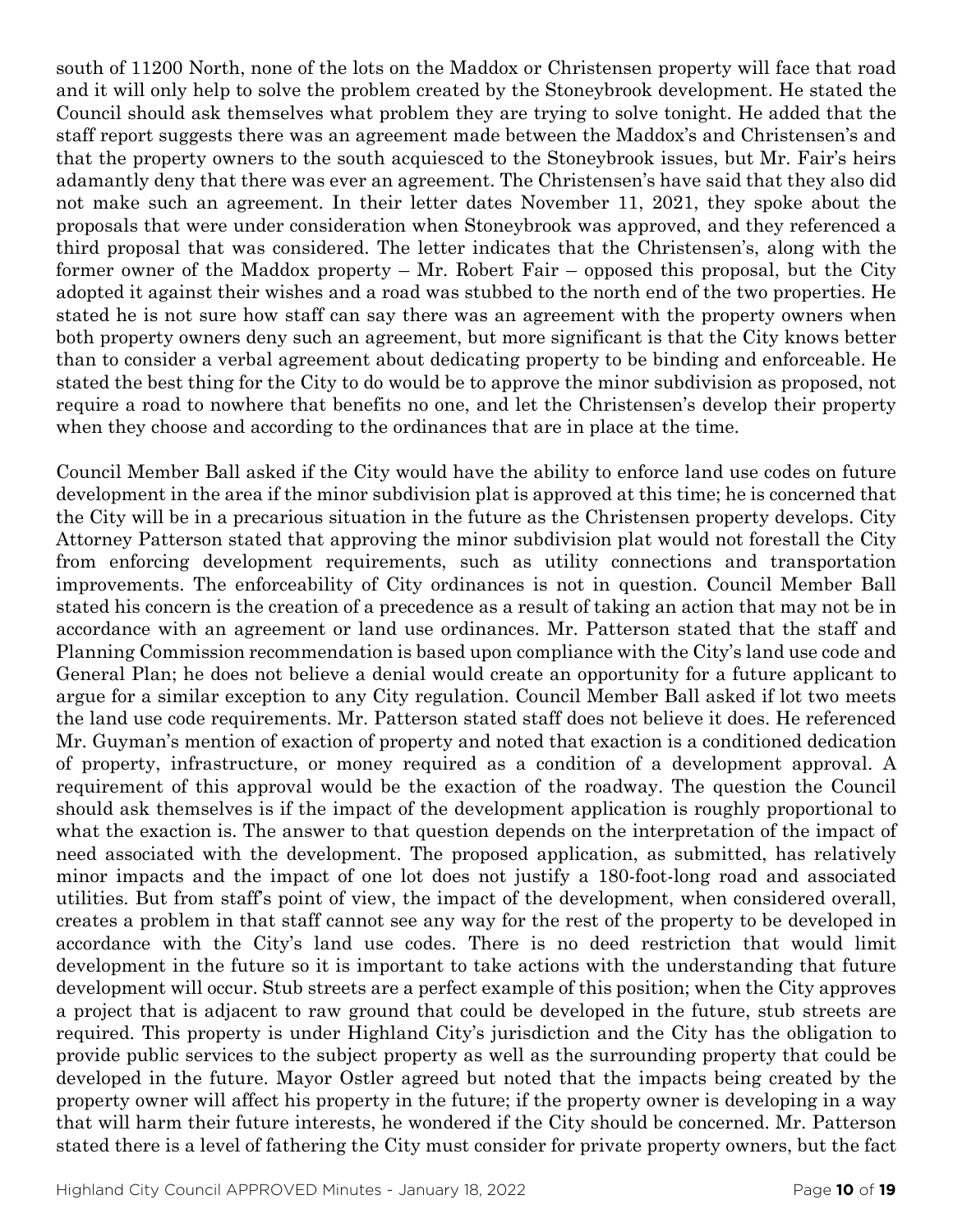south of 11200 North, none of the lots on the Maddox or Christensen property will face that road and it will only help to solve the problem created by the Stoneybrook development. He stated the Council should ask themselves what problem they are trying to solve tonight. He added that the staff report suggests there was an agreement made between the Maddox's and Christensen's and that the property owners to the south acquiesced to the Stoneybrook issues, but Mr. Fair's heirs adamantly deny that there was ever an agreement. The Christensen's have said that they also did not make such an agreement. In their letter dates November 11, 2021, they spoke about the proposals that were under consideration when Stoneybrook was approved, and they referenced a third proposal that was considered. The letter indicates that the Christensen's, along with the former owner of the Maddox property – Mr. Robert Fair – opposed this proposal, but the City adopted it against their wishes and a road was stubbed to the north end of the two properties. He stated he is not sure how staff can say there was an agreement with the property owners when both property owners deny such an agreement, but more significant is that the City knows better than to consider a verbal agreement about dedicating property to be binding and enforceable. He stated the best thing for the City to do would be to approve the minor subdivision as proposed, not require a road to nowhere that benefits no one, and let the Christensen's develop their property when they choose and according to the ordinances that are in place at the time.

Council Member Ball asked if the City would have the ability to enforce land use codes on future development in the area if the minor subdivision plat is approved at this time; he is concerned that the City will be in a precarious situation in the future as the Christensen property develops. City Attorney Patterson stated that approving the minor subdivision plat would not forestall the City from enforcing development requirements, such as utility connections and transportation improvements. The enforceability of City ordinances is not in question. Council Member Ball stated his concern is the creation of a precedence as a result of taking an action that may not be in accordance with an agreement or land use ordinances. Mr. Patterson stated that the staff and Planning Commission recommendation is based upon compliance with the City's land use code and General Plan; he does not believe a denial would create an opportunity for a future applicant to argue for a similar exception to any City regulation. Council Member Ball asked if lot two meets the land use code requirements. Mr. Patterson stated staff does not believe it does. He referenced Mr. Guyman's mention of exaction of property and noted that exaction is a conditioned dedication of property, infrastructure, or money required as a condition of a development approval. A requirement of this approval would be the exaction of the roadway. The question the Council should ask themselves is if the impact of the development application is roughly proportional to what the exaction is. The answer to that question depends on the interpretation of the impact of need associated with the development. The proposed application, as submitted, has relatively minor impacts and the impact of one lot does not justify a 180-foot-long road and associated utilities. But from staff's point of view, the impact of the development, when considered overall, creates a problem in that staff cannot see any way for the rest of the property to be developed in accordance with the City's land use codes. There is no deed restriction that would limit development in the future so it is important to take actions with the understanding that future development will occur. Stub streets are a perfect example of this position; when the City approves a project that is adjacent to raw ground that could be developed in the future, stub streets are required. This property is under Highland City's jurisdiction and the City has the obligation to provide public services to the subject property as well as the surrounding property that could be developed in the future. Mayor Ostler agreed but noted that the impacts being created by the property owner will affect his property in the future; if the property owner is developing in a way that will harm their future interests, he wondered if the City should be concerned. Mr. Patterson stated there is a level of fathering the City must consider for private property owners, but the fact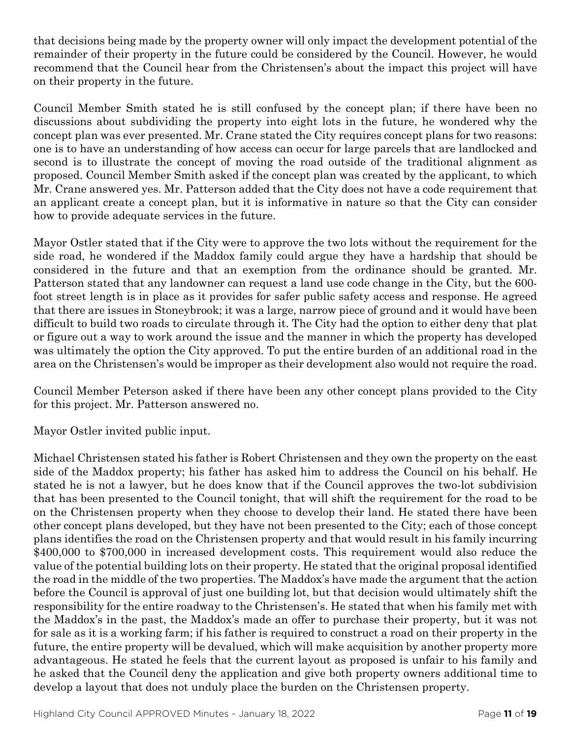that decisions being made by the property owner will only impact the development potential of the remainder of their property in the future could be considered by the Council. However, he would recommend that the Council hear from the Christensen's about the impact this project will have on their property in the future.

Council Member Smith stated he is still confused by the concept plan; if there have been no discussions about subdividing the property into eight lots in the future, he wondered why the concept plan was ever presented. Mr. Crane stated the City requires concept plans for two reasons: one is to have an understanding of how access can occur for large parcels that are landlocked and second is to illustrate the concept of moving the road outside of the traditional alignment as proposed. Council Member Smith asked if the concept plan was created by the applicant, to which Mr. Crane answered yes. Mr. Patterson added that the City does not have a code requirement that an applicant create a concept plan, but it is informative in nature so that the City can consider how to provide adequate services in the future.

Mayor Ostler stated that if the City were to approve the two lots without the requirement for the side road, he wondered if the Maddox family could argue they have a hardship that should be considered in the future and that an exemption from the ordinance should be granted. Mr. Patterson stated that any landowner can request a land use code change in the City, but the 600-foot street length is in place as it provides for safer public safety access and response. He agreed that there are issues in Stoneybrook; it was a large, narrow piece of ground and it would have been difficult to build two roads to circulate through it. The City had the option to either deny that plat or figure out a way to work around the issue and the manner in which the property has developed was ultimately the option the City approved. To put the entire burden of an additional road in the area on the Christensen's would be improper as their development also would not require the road.

Council Member Peterson asked if there have been any other concept plans provided to the City for this project. Mr. Patterson answered no.

Mayor Ostler invited public input.

Michael Christensen stated his father is Robert Christensen and they own the property on the east side of the Maddox property; his father has asked him to address the Council on his behalf. He stated he is not a lawyer, but he does know that if the Council approves the two-lot subdivision that has been presented to the Council tonight, that will shift the requirement for the road to be on the Christensen property when they choose to develop their land. He stated there have been other concept plans developed, but they have not been presented to the City; each of those concept plans identifies the road on the Christensen property and that would result in his family incurring \$400,000 to \$700,000 in increased development costs. This requirement would also reduce the value of the potential building lots on their property. He stated that the original proposal identified the road in the middle of the two properties. The Maddox's have made the argument that the action before the Council is approval of just one building lot, but that decision would ultimately shift the responsibility for the entire roadway to the Christensen's. He stated that when his family met with the Maddox's in the past, the Maddox's made an offer to purchase their property, but it was not for sale as it is a working farm; if his father is required to construct a road on their property in the future, the entire property will be devalued, which will make acquisition by another property more advantageous. He stated he feels that the current layout as proposed is unfair to his family and he asked that the Council deny the application and give both property owners additional time to develop a layout that does not unduly place the burden on the Christensen property.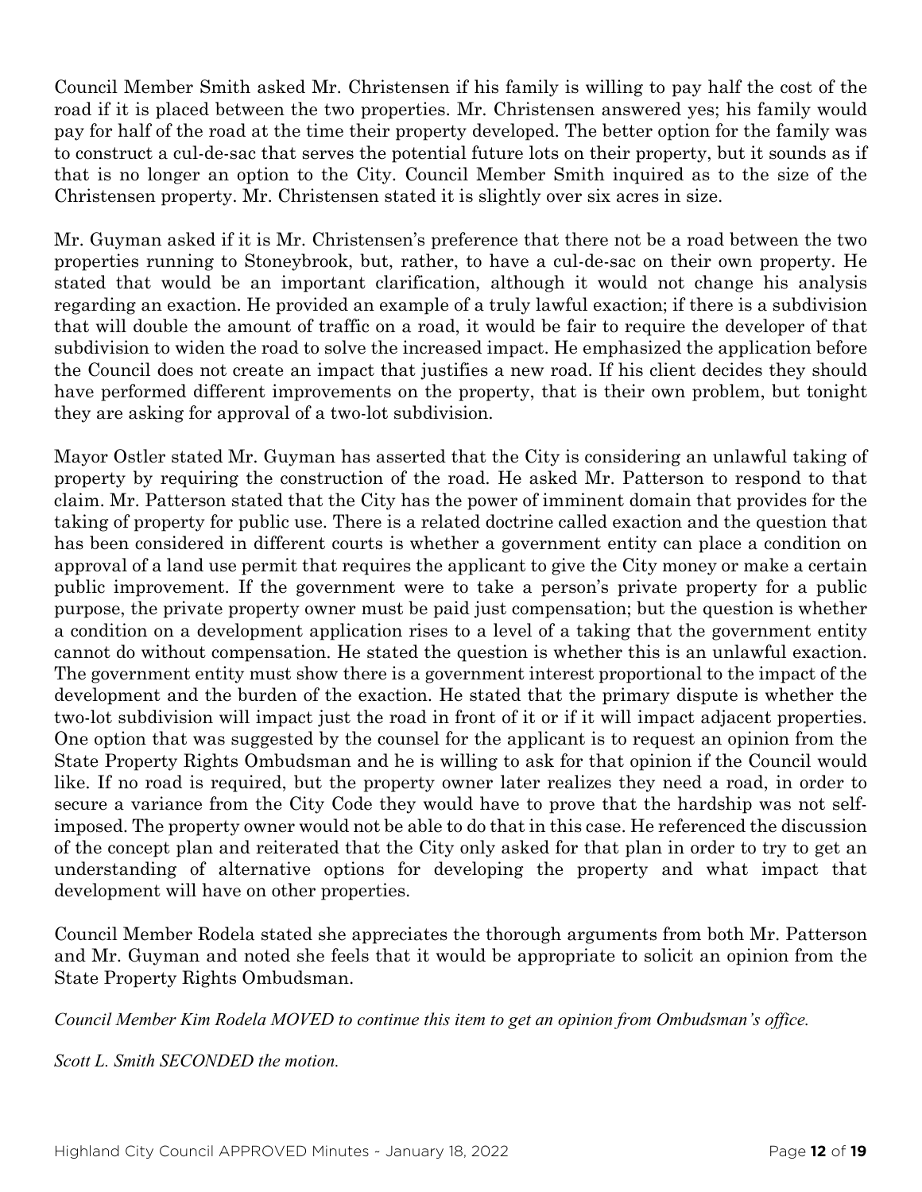Council Member Smith asked Mr. Christensen if his family is willing to pay half the cost of the road if it is placed between the two properties. Mr. Christensen answered yes; his family would pay for half of the road at the time their property developed. The better option for the family was to construct a cul-de-sac that serves the potential future lots on their property, but it sounds as if that is no longer an option to the City. Council Member Smith inquired as to the size of the Christensen property. Mr. Christensen stated it is slightly over six acres in size.

Mr. Guyman asked if it is Mr. Christensen's preference that there not be a road between the two properties running to Stoneybrook, but, rather, to have a cul-de-sac on their own property. He stated that would be an important clarification, although it would not change his analysis regarding an exaction. He provided an example of a truly lawful exaction; if there is a subdivision that will double the amount of traffic on a road, it would be fair to require the developer of that subdivision to widen the road to solve the increased impact. He emphasized the application before the Council does not create an impact that justifies a new road. If his client decides they should have performed different improvements on the property, that is their own problem, but tonight they are asking for approval of a two-lot subdivision.

Mayor Ostler stated Mr. Guyman has asserted that the City is considering an unlawful taking of property by requiring the construction of the road. He asked Mr. Patterson to respond to that claim. Mr. Patterson stated that the City has the power of imminent domain that provides for the taking of property for public use. There is a related doctrine called exaction and the question that has been considered in different courts is whether a government entity can place a condition on approval of a land use permit that requires the applicant to give the City money or make a certain public improvement. If the government were to take a person's private property for a public purpose, the private property owner must be paid just compensation; but the question is whether a condition on a development application rises to a level of a taking that the government entity cannot do without compensation. He stated the question is whether this is an unlawful exaction. The government entity must show there is a government interest proportional to the impact of the development and the burden of the exaction. He stated that the primary dispute is whether the two-lot subdivision will impact just the road in front of it or if it will impact adjacent properties. One option that was suggested by the counsel for the applicant is to request an opinion from the State Property Rights Ombudsman and he is willing to ask for that opinion if the Council would like. If no road is required, but the property owner later realizes they need a road, in order to secure a variance from the City Code they would have to prove that the hardship was not self-imposed. The property owner would not be able to do that in this case. He referenced the discussion of the concept plan and reiterated that the City only asked for that plan in order to try to get an understanding of alternative options for developing the property and what impact that development will have on other properties.

Council Member Rodela stated she appreciates the thorough arguments from both Mr. Patterson and Mr. Guyman and noted she feels that it would be appropriate to solicit an opinion from the State Property Rights Ombudsman.

*Council Member Kim Rodela MOVED to continue this item to get an opinion from Ombudsman's office.*

*Scott L. Smith SECONDED the motion.*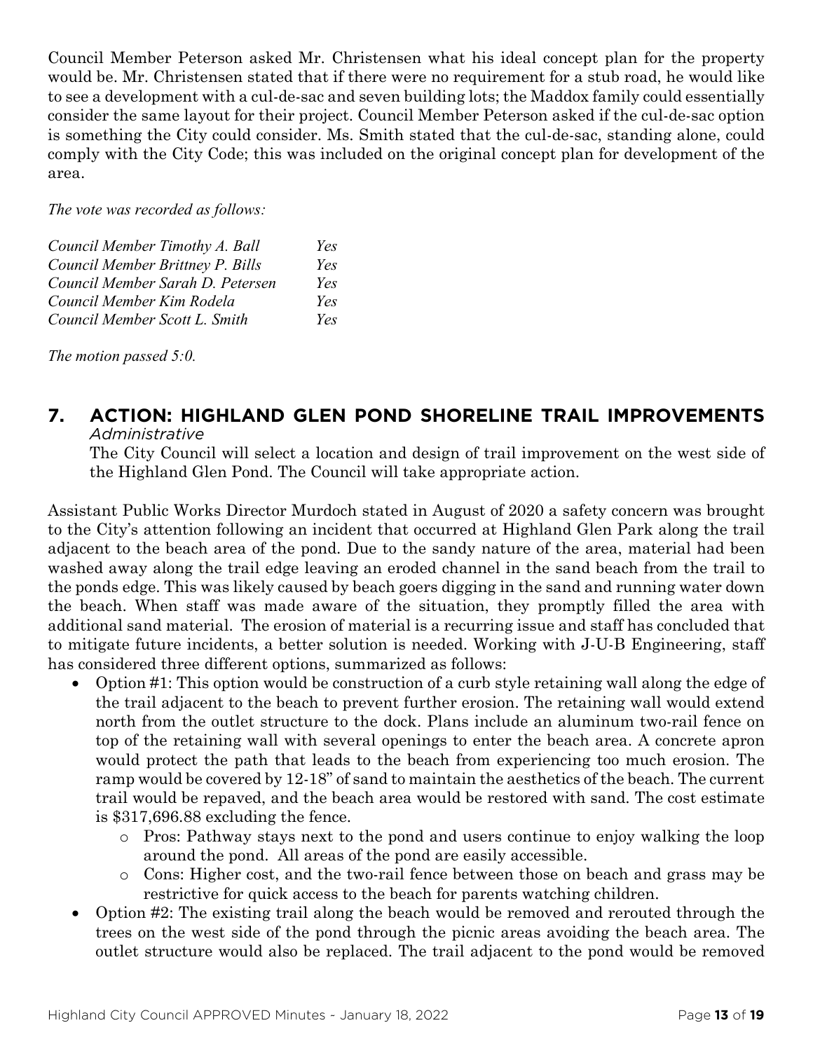Council Member Peterson asked Mr. Christensen what his ideal concept plan for the property would be. Mr. Christensen stated that if there were no requirement for a stub road, he would like to see a development with a cul-de-sac and seven building lots; the Maddox family could essentially consider the same layout for their project. Council Member Peterson asked if the cul-de-sac option is something the City could consider. Ms. Smith stated that the cul-de-sac, standing alone, could comply with the City Code; this was included on the original concept plan for development of the area.

*The vote was recorded as follows:*

| | |
|---|---|
| *Council Member Timothy A. Ball* | *Yes* |
| *Council Member Brittney P. Bills* | *Yes* |
| *Council Member Sarah D. Petersen* | *Yes* |
| *Council Member Kim Rodela* | *Yes* |
| *Council Member Scott L. Smith* | *Yes* |

*The motion passed 5:0.*

## 7. ACTION: HIGHLAND GLEN POND SHORELINE TRAIL IMPROVEMENTS

*Administrative*

The City Council will select a location and design of trail improvement on the west side of the Highland Glen Pond. The Council will take appropriate action.

Assistant Public Works Director Murdoch stated in August of 2020 a safety concern was brought to the City's attention following an incident that occurred at Highland Glen Park along the trail adjacent to the beach area of the pond. Due to the sandy nature of the area, material had been washed away along the trail edge leaving an eroded channel in the sand beach from the trail to the ponds edge. This was likely caused by beach goers digging in the sand and running water down the beach. When staff was made aware of the situation, they promptly filled the area with additional sand material. The erosion of material is a recurring issue and staff has concluded that to mitigate future incidents, a better solution is needed. Working with J-U-B Engineering, staff has considered three different options, summarized as follows:

- Option #1: This option would be construction of a curb style retaining wall along the edge of the trail adjacent to the beach to prevent further erosion. The retaining wall would extend north from the outlet structure to the dock. Plans include an aluminum two-rail fence on top of the retaining wall with several openings to enter the beach area. A concrete apron would protect the path that leads to the beach from experiencing too much erosion. The ramp would be covered by 12-18" of sand to maintain the aesthetics of the beach. The current trail would be repaved, and the beach area would be restored with sand. The cost estimate is $317,696.88 excluding the fence.
  - Pros: Pathway stays next to the pond and users continue to enjoy walking the loop around the pond. All areas of the pond are easily accessible.
  - Cons: Higher cost, and the two-rail fence between those on beach and grass may be restrictive for quick access to the beach for parents watching children.
- Option #2: The existing trail along the beach would be removed and rerouted through the trees on the west side of the pond through the picnic areas avoiding the beach area. The outlet structure would also be replaced. The trail adjacent to the pond would be removed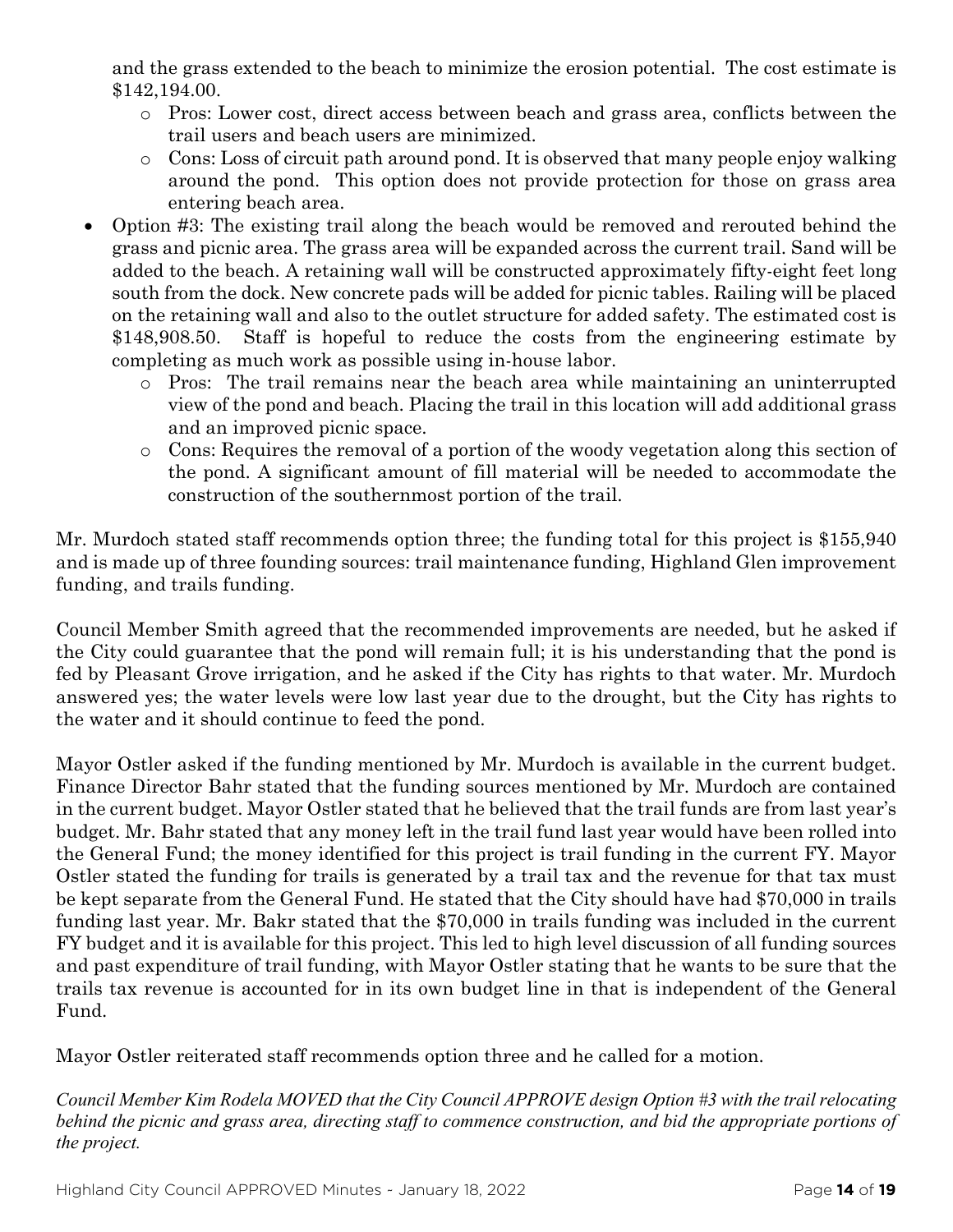and the grass extended to the beach to minimize the erosion potential. The cost estimate is $142,194.00.

- Pros: Lower cost, direct access between beach and grass area, conflicts between the trail users and beach users are minimized.
- Cons: Loss of circuit path around pond. It is observed that many people enjoy walking around the pond. This option does not provide protection for those on grass area entering beach area.

- Option #3: The existing trail along the beach would be removed and rerouted behind the grass and picnic area. The grass area will be expanded across the current trail. Sand will be added to the beach. A retaining wall will be constructed approximately fifty-eight feet long south from the dock. New concrete pads will be added for picnic tables. Railing will be placed on the retaining wall and also to the outlet structure for added safety. The estimated cost is $148,908.50. Staff is hopeful to reduce the costs from the engineering estimate by completing as much work as possible using in-house labor.
  - Pros: The trail remains near the beach area while maintaining an uninterrupted view of the pond and beach. Placing the trail in this location will add additional grass and an improved picnic space.
  - Cons: Requires the removal of a portion of the woody vegetation along this section of the pond. A significant amount of fill material will be needed to accommodate the construction of the southernmost portion of the trail.

Mr. Murdoch stated staff recommends option three; the funding total for this project is $155,940 and is made up of three founding sources: trail maintenance funding, Highland Glen improvement funding, and trails funding.

Council Member Smith agreed that the recommended improvements are needed, but he asked if the City could guarantee that the pond will remain full; it is his understanding that the pond is fed by Pleasant Grove irrigation, and he asked if the City has rights to that water. Mr. Murdoch answered yes; the water levels were low last year due to the drought, but the City has rights to the water and it should continue to feed the pond.

Mayor Ostler asked if the funding mentioned by Mr. Murdoch is available in the current budget. Finance Director Bahr stated that the funding sources mentioned by Mr. Murdoch are contained in the current budget. Mayor Ostler stated that he believed that the trail funds are from last year's budget. Mr. Bahr stated that any money left in the trail fund last year would have been rolled into the General Fund; the money identified for this project is trail funding in the current FY. Mayor Ostler stated the funding for trails is generated by a trail tax and the revenue for that tax must be kept separate from the General Fund. He stated that the City should have had $70,000 in trails funding last year. Mr. Bakr stated that the $70,000 in trails funding was included in the current FY budget and it is available for this project. This led to high level discussion of all funding sources and past expenditure of trail funding, with Mayor Ostler stating that he wants to be sure that the trails tax revenue is accounted for in its own budget line in that is independent of the General Fund.

Mayor Ostler reiterated staff recommends option three and he called for a motion.

*Council Member Kim Rodela MOVED that the City Council APPROVE design Option #3 with the trail relocating behind the picnic and grass area, directing staff to commence construction, and bid the appropriate portions of the project.*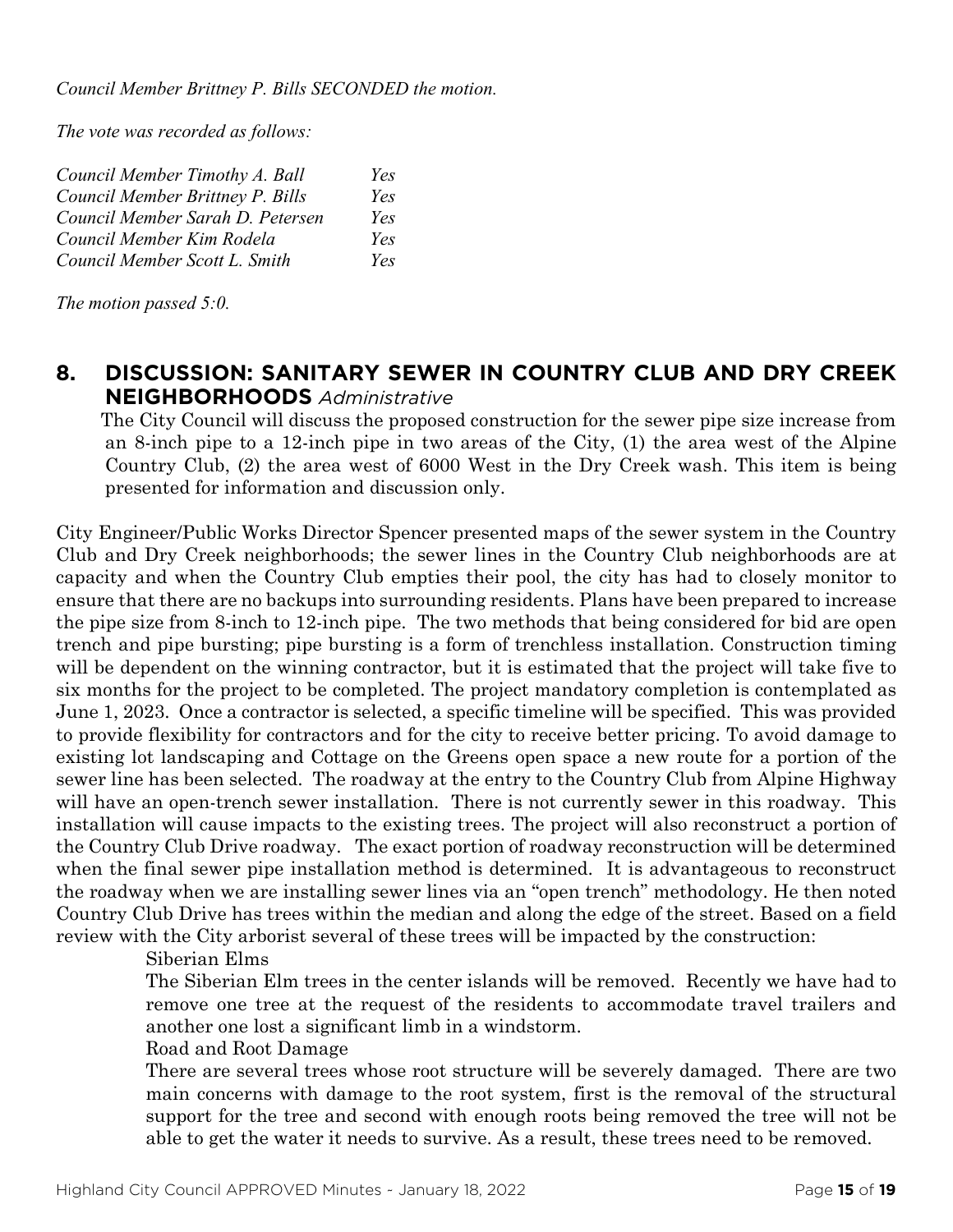*Council Member Brittney P. Bills SECONDED the motion.*

*The vote was recorded as follows:*

| | |
|---|---|
| *Council Member Timothy A. Ball* | *Yes* |
| *Council Member Brittney P. Bills* | *Yes* |
| *Council Member Sarah D. Petersen* | *Yes* |
| *Council Member Kim Rodela* | *Yes* |
| *Council Member Scott L. Smith* | *Yes* |

*The motion passed 5:0.*

## 8. DISCUSSION: SANITARY SEWER IN COUNTRY CLUB AND DRY CREEK NEIGHBORHOODS *Administrative*

The City Council will discuss the proposed construction for the sewer pipe size increase from an 8-inch pipe to a 12-inch pipe in two areas of the City, (1) the area west of the Alpine Country Club, (2) the area west of 6000 West in the Dry Creek wash. This item is being presented for information and discussion only.

City Engineer/Public Works Director Spencer presented maps of the sewer system in the Country Club and Dry Creek neighborhoods; the sewer lines in the Country Club neighborhoods are at capacity and when the Country Club empties their pool, the city has had to closely monitor to ensure that there are no backups into surrounding residents. Plans have been prepared to increase the pipe size from 8-inch to 12-inch pipe. The two methods that being considered for bid are open trench and pipe bursting; pipe bursting is a form of trenchless installation. Construction timing will be dependent on the winning contractor, but it is estimated that the project will take five to six months for the project to be completed. The project mandatory completion is contemplated as June 1, 2023. Once a contractor is selected, a specific timeline will be specified. This was provided to provide flexibility for contractors and for the city to receive better pricing. To avoid damage to existing lot landscaping and Cottage on the Greens open space a new route for a portion of the sewer line has been selected. The roadway at the entry to the Country Club from Alpine Highway will have an open-trench sewer installation. There is not currently sewer in this roadway. This installation will cause impacts to the existing trees. The project will also reconstruct a portion of the Country Club Drive roadway. The exact portion of roadway reconstruction will be determined when the final sewer pipe installation method is determined. It is advantageous to reconstruct the roadway when we are installing sewer lines via an "open trench" methodology. He then noted Country Club Drive has trees within the median and along the edge of the street. Based on a field review with the City arborist several of these trees will be impacted by the construction:

Siberian Elms

The Siberian Elm trees in the center islands will be removed. Recently we have had to remove one tree at the request of the residents to accommodate travel trailers and another one lost a significant limb in a windstorm.

Road and Root Damage

There are several trees whose root structure will be severely damaged. There are two main concerns with damage to the root system, first is the removal of the structural support for the tree and second with enough roots being removed the tree will not be able to get the water it needs to survive. As a result, these trees need to be removed.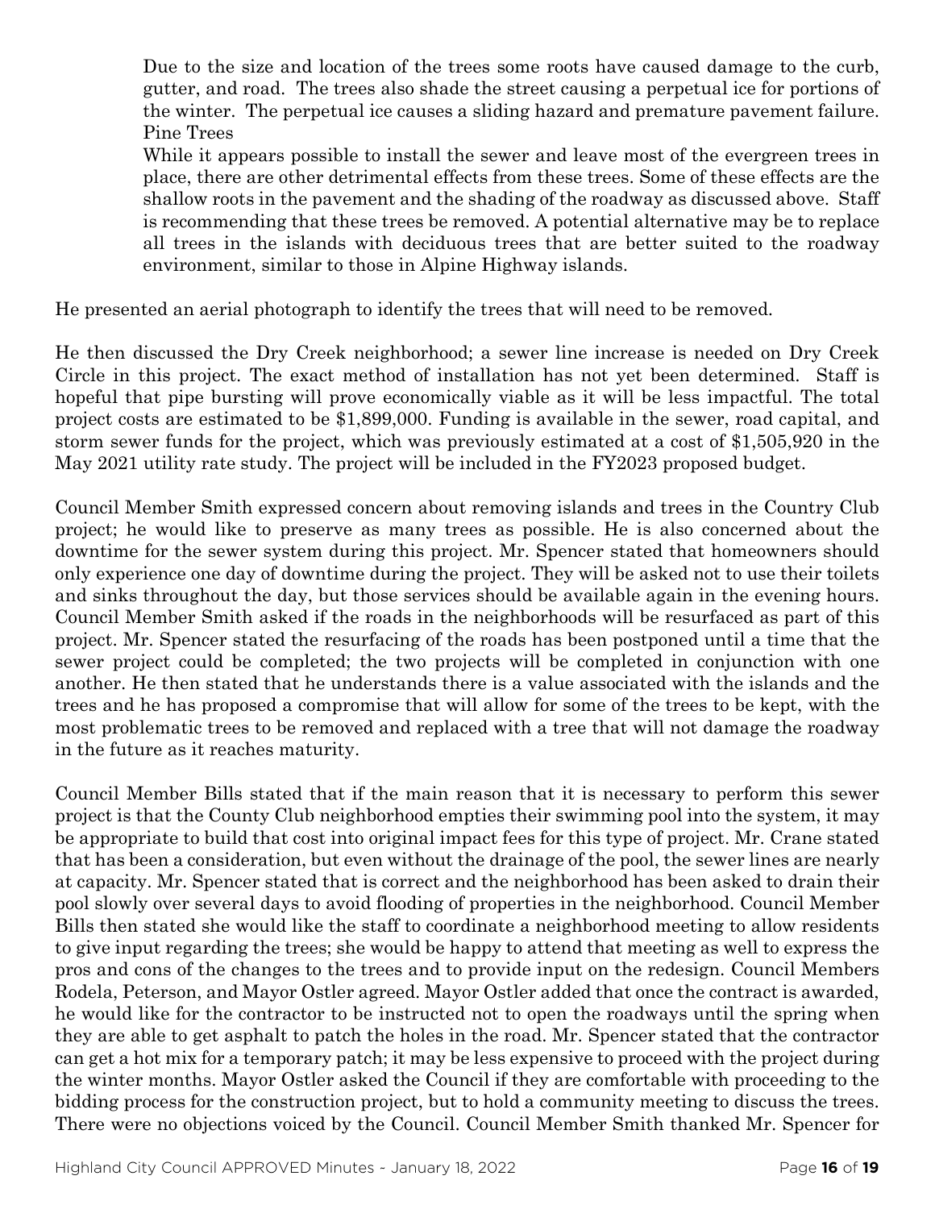Due to the size and location of the trees some roots have caused damage to the curb, gutter, and road. The trees also shade the street causing a perpetual ice for portions of the winter. The perpetual ice causes a sliding hazard and premature pavement failure.
Pine Trees
While it appears possible to install the sewer and leave most of the evergreen trees in place, there are other detrimental effects from these trees. Some of these effects are the shallow roots in the pavement and the shading of the roadway as discussed above. Staff is recommending that these trees be removed. A potential alternative may be to replace all trees in the islands with deciduous trees that are better suited to the roadway environment, similar to those in Alpine Highway islands.

He presented an aerial photograph to identify the trees that will need to be removed.

He then discussed the Dry Creek neighborhood; a sewer line increase is needed on Dry Creek Circle in this project. The exact method of installation has not yet been determined. Staff is hopeful that pipe bursting will prove economically viable as it will be less impactful. The total project costs are estimated to be $1,899,000. Funding is available in the sewer, road capital, and storm sewer funds for the project, which was previously estimated at a cost of $1,505,920 in the May 2021 utility rate study. The project will be included in the FY2023 proposed budget.

Council Member Smith expressed concern about removing islands and trees in the Country Club project; he would like to preserve as many trees as possible. He is also concerned about the downtime for the sewer system during this project. Mr. Spencer stated that homeowners should only experience one day of downtime during the project. They will be asked not to use their toilets and sinks throughout the day, but those services should be available again in the evening hours. Council Member Smith asked if the roads in the neighborhoods will be resurfaced as part of this project. Mr. Spencer stated the resurfacing of the roads has been postponed until a time that the sewer project could be completed; the two projects will be completed in conjunction with one another. He then stated that he understands there is a value associated with the islands and the trees and he has proposed a compromise that will allow for some of the trees to be kept, with the most problematic trees to be removed and replaced with a tree that will not damage the roadway in the future as it reaches maturity.

Council Member Bills stated that if the main reason that it is necessary to perform this sewer project is that the County Club neighborhood empties their swimming pool into the system, it may be appropriate to build that cost into original impact fees for this type of project. Mr. Crane stated that has been a consideration, but even without the drainage of the pool, the sewer lines are nearly at capacity. Mr. Spencer stated that is correct and the neighborhood has been asked to drain their pool slowly over several days to avoid flooding of properties in the neighborhood. Council Member Bills then stated she would like the staff to coordinate a neighborhood meeting to allow residents to give input regarding the trees; she would be happy to attend that meeting as well to express the pros and cons of the changes to the trees and to provide input on the redesign. Council Members Rodela, Peterson, and Mayor Ostler agreed. Mayor Ostler added that once the contract is awarded, he would like for the contractor to be instructed not to open the roadways until the spring when they are able to get asphalt to patch the holes in the road. Mr. Spencer stated that the contractor can get a hot mix for a temporary patch; it may be less expensive to proceed with the project during the winter months. Mayor Ostler asked the Council if they are comfortable with proceeding to the bidding process for the construction project, but to hold a community meeting to discuss the trees. There were no objections voiced by the Council. Council Member Smith thanked Mr. Spencer for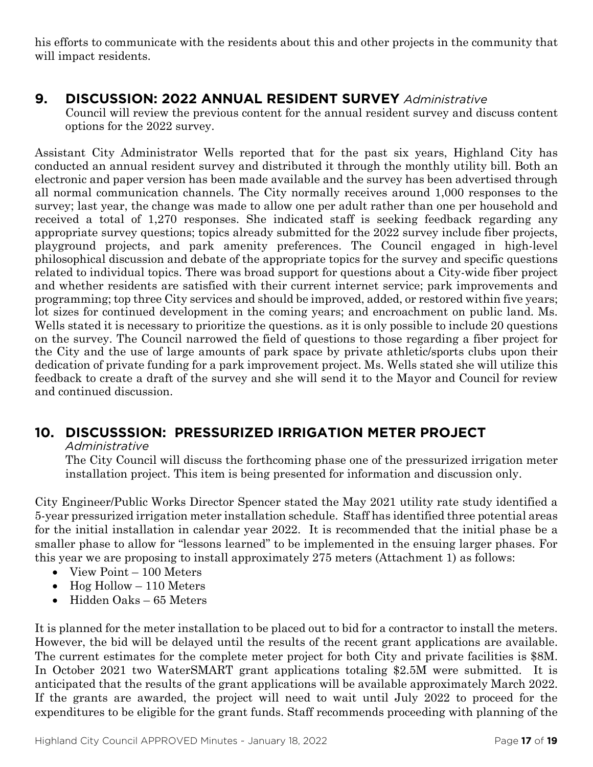his efforts to communicate with the residents about this and other projects in the community that will impact residents.

## 9. DISCUSSION: 2022 ANNUAL RESIDENT SURVEY *Administrative*

Council will review the previous content for the annual resident survey and discuss content options for the 2022 survey.

Assistant City Administrator Wells reported that for the past six years, Highland City has conducted an annual resident survey and distributed it through the monthly utility bill. Both an electronic and paper version has been made available and the survey has been advertised through all normal communication channels. The City normally receives around 1,000 responses to the survey; last year, the change was made to allow one per adult rather than one per household and received a total of 1,270 responses. She indicated staff is seeking feedback regarding any appropriate survey questions; topics already submitted for the 2022 survey include fiber projects, playground projects, and park amenity preferences. The Council engaged in high-level philosophical discussion and debate of the appropriate topics for the survey and specific questions related to individual topics. There was broad support for questions about a City-wide fiber project and whether residents are satisfied with their current internet service; park improvements and programming; top three City services and should be improved, added, or restored within five years; lot sizes for continued development in the coming years; and encroachment on public land. Ms. Wells stated it is necessary to prioritize the questions. as it is only possible to include 20 questions on the survey. The Council narrowed the field of questions to those regarding a fiber project for the City and the use of large amounts of park space by private athletic/sports clubs upon their dedication of private funding for a park improvement project. Ms. Wells stated she will utilize this feedback to create a draft of the survey and she will send it to the Mayor and Council for review and continued discussion.

## 10. DISCUSSSION: PRESSURIZED IRRIGATION METER PROJECT *Administrative*

The City Council will discuss the forthcoming phase one of the pressurized irrigation meter installation project. This item is being presented for information and discussion only.

City Engineer/Public Works Director Spencer stated the May 2021 utility rate study identified a 5-year pressurized irrigation meter installation schedule. Staff has identified three potential areas for the initial installation in calendar year 2022. It is recommended that the initial phase be a smaller phase to allow for "lessons learned" to be implemented in the ensuing larger phases. For this year we are proposing to install approximately 275 meters (Attachment 1) as follows:

- View Point – 100 Meters
- Hog Hollow – 110 Meters
- Hidden Oaks – 65 Meters

It is planned for the meter installation to be placed out to bid for a contractor to install the meters. However, the bid will be delayed until the results of the recent grant applications are available. The current estimates for the complete meter project for both City and private facilities is $8M. In October 2021 two WaterSMART grant applications totaling $2.5M were submitted. It is anticipated that the results of the grant applications will be available approximately March 2022. If the grants are awarded, the project will need to wait until July 2022 to proceed for the expenditures to be eligible for the grant funds. Staff recommends proceeding with planning of the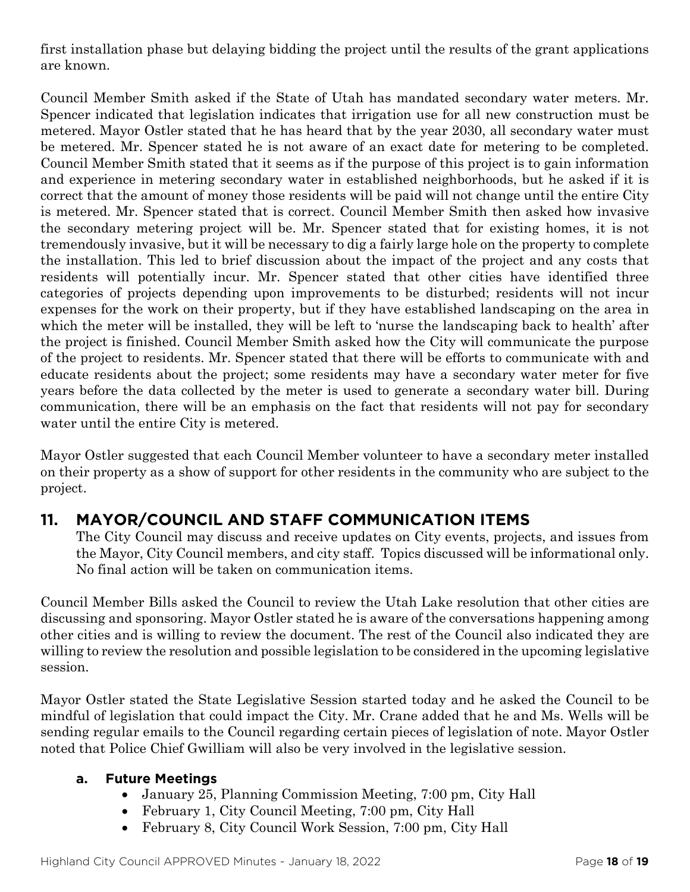first installation phase but delaying bidding the project until the results of the grant applications are known.

Council Member Smith asked if the State of Utah has mandated secondary water meters. Mr. Spencer indicated that legislation indicates that irrigation use for all new construction must be metered. Mayor Ostler stated that he has heard that by the year 2030, all secondary water must be metered. Mr. Spencer stated he is not aware of an exact date for metering to be completed. Council Member Smith stated that it seems as if the purpose of this project is to gain information and experience in metering secondary water in established neighborhoods, but he asked if it is correct that the amount of money those residents will be paid will not change until the entire City is metered. Mr. Spencer stated that is correct. Council Member Smith then asked how invasive the secondary metering project will be. Mr. Spencer stated that for existing homes, it is not tremendously invasive, but it will be necessary to dig a fairly large hole on the property to complete the installation. This led to brief discussion about the impact of the project and any costs that residents will potentially incur. Mr. Spencer stated that other cities have identified three categories of projects depending upon improvements to be disturbed; residents will not incur expenses for the work on their property, but if they have established landscaping on the area in which the meter will be installed, they will be left to 'nurse the landscaping back to health' after the project is finished. Council Member Smith asked how the City will communicate the purpose of the project to residents. Mr. Spencer stated that there will be efforts to communicate with and educate residents about the project; some residents may have a secondary water meter for five years before the data collected by the meter is used to generate a secondary water bill. During communication, there will be an emphasis on the fact that residents will not pay for secondary water until the entire City is metered.

Mayor Ostler suggested that each Council Member volunteer to have a secondary meter installed on their property as a show of support for other residents in the community who are subject to the project.

## 11. MAYOR/COUNCIL AND STAFF COMMUNICATION ITEMS

The City Council may discuss and receive updates on City events, projects, and issues from the Mayor, City Council members, and city staff. Topics discussed will be informational only. No final action will be taken on communication items.

Council Member Bills asked the Council to review the Utah Lake resolution that other cities are discussing and sponsoring. Mayor Ostler stated he is aware of the conversations happening among other cities and is willing to review the document. The rest of the Council also indicated they are willing to review the resolution and possible legislation to be considered in the upcoming legislative session.

Mayor Ostler stated the State Legislative Session started today and he asked the Council to be mindful of legislation that could impact the City. Mr. Crane added that he and Ms. Wells will be sending regular emails to the Council regarding certain pieces of legislation of note. Mayor Ostler noted that Police Chief Gwilliam will also be very involved in the legislative session.

### a. Future Meetings

- January 25, Planning Commission Meeting, 7:00 pm, City Hall
- February 1, City Council Meeting, 7:00 pm, City Hall
- February 8, City Council Work Session, 7:00 pm, City Hall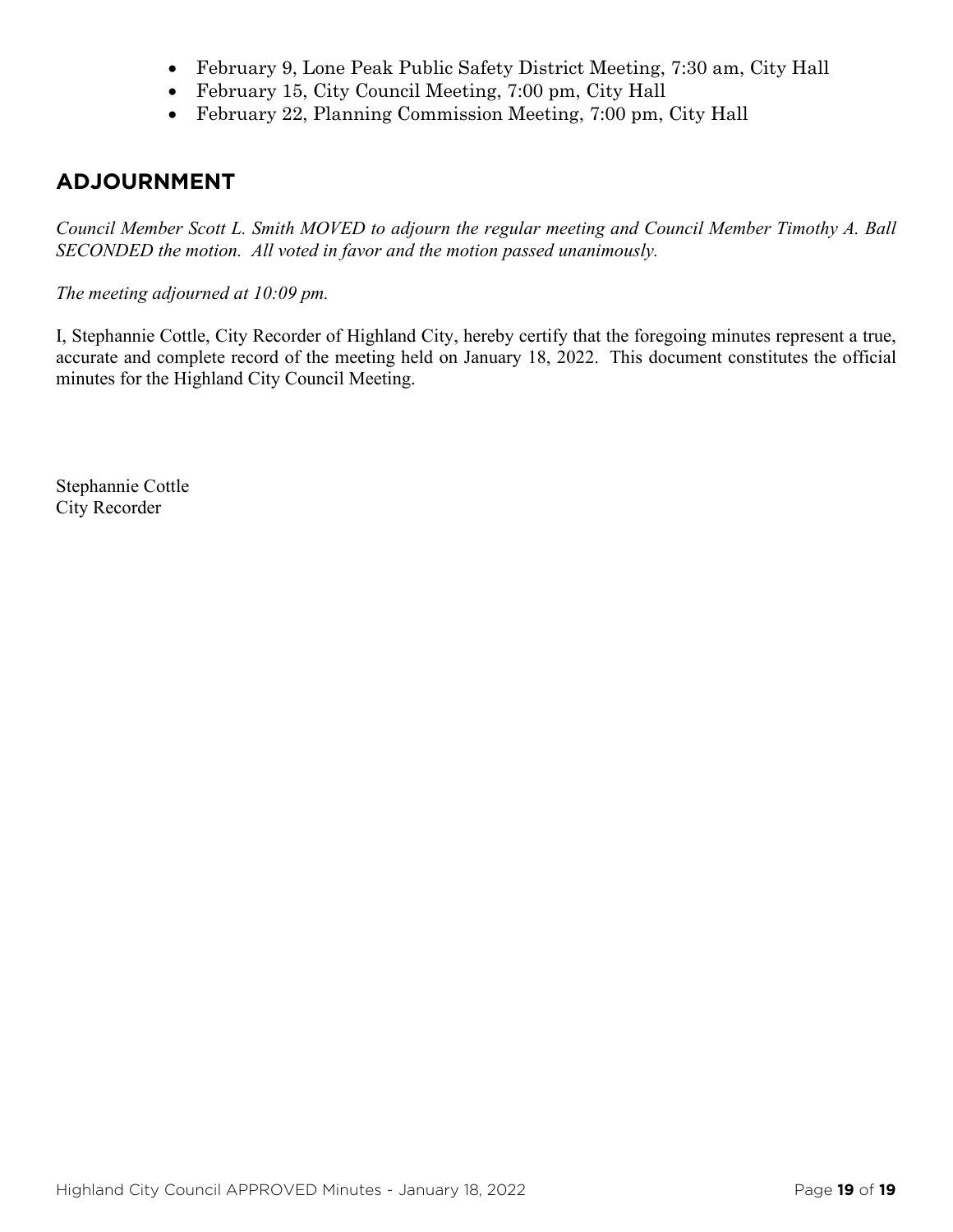- February 9, Lone Peak Public Safety District Meeting, 7:30 am, City Hall
- February 15, City Council Meeting, 7:00 pm, City Hall
- February 22, Planning Commission Meeting, 7:00 pm, City Hall

## ADJOURNMENT

*Council Member Scott L. Smith MOVED to adjourn the regular meeting and Council Member Timothy A. Ball SECONDED the motion. All voted in favor and the motion passed unanimously.*

*The meeting adjourned at 10:09 pm.*

I, Stephannie Cottle, City Recorder of Highland City, hereby certify that the foregoing minutes represent a true, accurate and complete record of the meeting held on January 18, 2022. This document constitutes the official minutes for the Highland City Council Meeting.

Stephannie Cottle
City Recorder